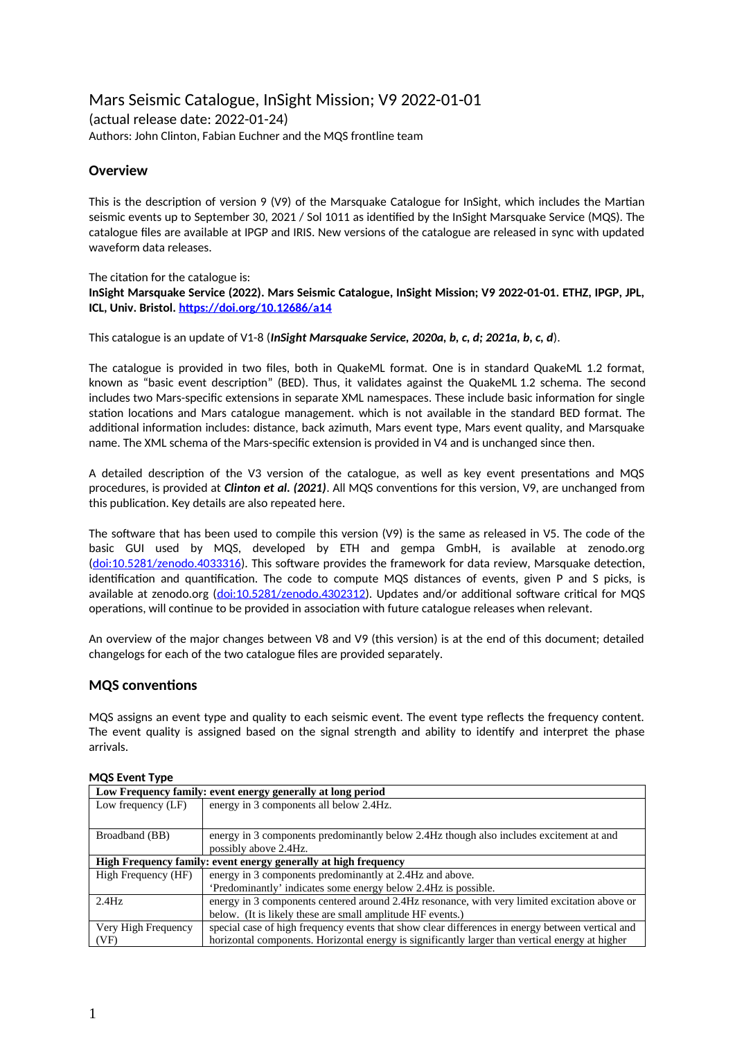# Mars Seismic Catalogue, InSight Mission; V9 2022-01-01

(actual release date: 2022-01-24)

Authors: John Clinton, Fabian Euchner and the MQS frontline team

## Overview

This is the description of version 9 (V9) of the Marsquake Catalogue for InSight, which includes the Martian seismic events up to September 30, 2021 / Sol 1011 as identified by the InSight Marsquake Service (MQS). The catalogue files are available at IPGP and IRIS. New versions of the catalogue are released in sync with updated waveform data releases.

The citation for the catalogue is:
**InSight Marsquake Service (2022). Mars Seismic Catalogue, InSight Mission; V9 2022-01-01. ETHZ, IPGP, JPL, ICL, Univ. Bristol. https://doi.org/10.12686/a14**

This catalogue is an update of V1-8 (***InSight Marsquake Service, 2020a, b, c, d; 2021a, b, c, d***).

The catalogue is provided in two files, both in QuakeML format. One is in standard QuakeML 1.2 format, known as "basic event description" (BED). Thus, it validates against the QuakeML 1.2 schema. The second includes two Mars-specific extensions in separate XML namespaces. These include basic information for single station locations and Mars catalogue management. which is not available in the standard BED format. The additional information includes: distance, back azimuth, Mars event type, Mars event quality, and Marsquake name. The XML schema of the Mars-specific extension is provided in V4 and is unchanged since then.

A detailed description of the V3 version of the catalogue, as well as key event presentations and MQS procedures, is provided at ***Clinton et al. (2021)***. All MQS conventions for this version, V9, are unchanged from this publication. Key details are also repeated here.

The software that has been used to compile this version (V9) is the same as released in V5. The code of the basic GUI used by MQS, developed by ETH and gempa GmbH, is available at zenodo.org (doi:10.5281/zenodo.4033316). This software provides the framework for data review, Marsquake detection, identification and quantification. The code to compute MQS distances of events, given P and S picks, is available at zenodo.org (doi:10.5281/zenodo.4302312). Updates and/or additional software critical for MQS operations, will continue to be provided in association with future catalogue releases when relevant.

An overview of the major changes between V8 and V9 (this version) is at the end of this document; detailed changelogs for each of the two catalogue files are provided separately.

## MQS conventions

MQS assigns an event type and quality to each seismic event. The event type reflects the frequency content. The event quality is assigned based on the signal strength and ability to identify and interpret the phase arrivals.

**MQS Event Type**

| **Low Frequency family: event energy generally at long period** | |
|---|---|
| Low frequency (LF) | energy in 3 components all below 2.4Hz. |
| Broadband (BB) | energy in 3 components predominantly below 2.4Hz though also includes excitement at and possibly above 2.4Hz. |
| **High Frequency family: event energy generally at high frequency** | |
| High Frequency (HF) | energy in 3 components predominantly at 2.4Hz and above. 'Predominantly' indicates some energy below 2.4Hz is possible. |
| 2.4Hz | energy in 3 components centered around 2.4Hz resonance, with very limited excitation above or below. (It is likely these are small amplitude HF events.) |
| Very High Frequency (VF) | special case of high frequency events that show clear differences in energy between vertical and horizontal components. Horizontal energy is significantly larger than vertical energy at higher |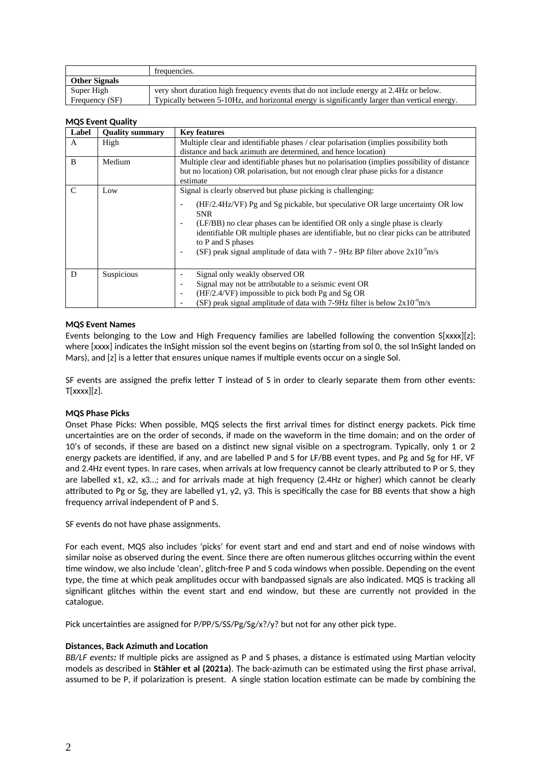| | |
|---|---|
| | frequencies. |
| **Other Signals** | |
| Super High Frequency (SF) | very short duration high frequency events that do not include energy at 2.4Hz or below. Typically between 5-10Hz, and horizontal energy is significantly larger than vertical energy. |

**MQS Event Quality**

| Label | Quality summary | Key features |
|---|---|---|
| A | High | Multiple clear and identifiable phases / clear polarisation (implies possibility both distance and back azimuth are determined, and hence location) |
| B | Medium | Multiple clear and identifiable phases but no polarisation (implies possibility of distance but no location) OR polarisation, but not enough clear phase picks for a distance estimate |
| C | Low | Signal is clearly observed but phase picking is challenging: <br> - (HF/2.4Hz/VF) Pg and Sg pickable, but speculative OR large uncertainty OR low SNR <br> - (LF/BB) no clear phases can be identified OR only a single phase is clearly identifiable OR multiple phases are identifiable, but no clear picks can be attributed to P and S phases <br> - (SF) peak signal amplitude of data with 7 - 9Hz BP filter above $2x10^{-9}$m/s |
| D | Suspicious | - Signal only weakly observed OR <br> - Signal may not be attributable to a seismic event OR <br> - (HF/2.4/VF) impossible to pick both Pg and Sg OR <br> - (SF) peak signal amplitude of data with 7-9Hz filter is below $2x10^{-9}$m/s |

**MQS Event Names**

Events belonging to the Low and High Frequency families are labelled following the convention S[xxxx][z]; where [xxxx] indicates the InSight mission sol the event begins on (starting from sol 0, the sol InSight landed on Mars), and [z] is a letter that ensures unique names if multiple events occur on a single Sol.

SF events are assigned the prefix letter T instead of S in order to clearly separate them from other events: T[xxxx][z].

**MQS Phase Picks**

Onset Phase Picks: When possible, MQS selects the first arrival times for distinct energy packets. Pick time uncertainties are on the order of seconds, if made on the waveform in the time domain; and on the order of 10's of seconds, if these are based on a distinct new signal visible on a spectrogram. Typically, only 1 or 2 energy packets are identified, if any, and are labelled P and S for LF/BB event types, and Pg and Sg for HF, VF and 2.4Hz event types. In rare cases, when arrivals at low frequency cannot be clearly attributed to P or S, they are labelled x1, x2, x3…; and for arrivals made at high frequency (2.4Hz or higher) which cannot be clearly attributed to Pg or Sg, they are labelled y1, y2, y3. This is specifically the case for BB events that show a high frequency arrival independent of P and S.

SF events do not have phase assignments.

For each event, MQS also includes 'picks' for event start and end and start and end of noise windows with similar noise as observed during the event. Since there are often numerous glitches occurring within the event time window, we also include 'clean', glitch-free P and S coda windows when possible. Depending on the event type, the time at which peak amplitudes occur with bandpassed signals are also indicated. MQS is tracking all significant glitches within the event start and end window, but these are currently not provided in the catalogue.

Pick uncertainties are assigned for P/PP/S/SS/Pg/Sg/x?/y? but not for any other pick type.

**Distances, Back Azimuth and Location**

*BB/LF events:* If multiple picks are assigned as P and S phases, a distance is estimated using Martian velocity models as described in **Stähler et al (2021a)**. The back-azimuth can be estimated using the first phase arrival, assumed to be P, if polarization is present. A single station location estimate can be made by combining the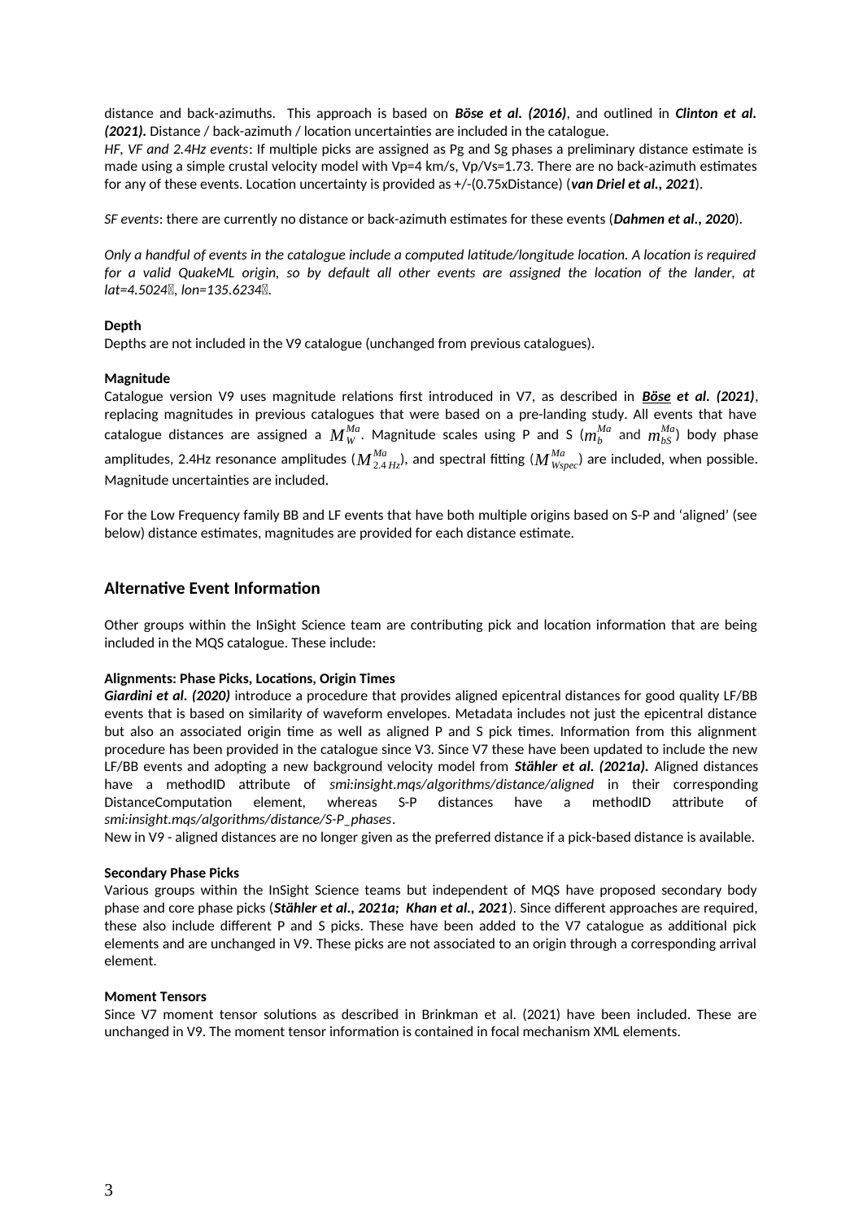distance and back-azimuths. This approach is based on ***Böse et al. (2016)***, and outlined in ***Clinton et al. (2021).*** Distance / back-azimuth / location uncertainties are included in the catalogue.

*HF, VF and 2.4Hz events*: If multiple picks are assigned as Pg and Sg phases a preliminary distance estimate is made using a simple crustal velocity model with Vp=4 km/s, Vp/Vs=1.73. There are no back-azimuth estimates for any of these events. Location uncertainty is provided as +/-(0.75xDistance) (***van Driel et al., 2021***).

*SF events*: there are currently no distance or back-azimuth estimates for these events (***Dahmen et al., 2020***).

*Only a handful of events in the catalogue include a computed latitude/longitude location. A location is required for a valid QuakeML origin, so by default all other events are assigned the location of the lander, at lat=4.5024, lon=135.6234.*

**Depth**

Depths are not included in the V9 catalogue (unchanged from previous catalogues).

**Magnitude**

Catalogue version V9 uses magnitude relations first introduced in V7, as described in ***Böse et al. (2021)***, replacing magnitudes in previous catalogues that were based on a pre-landing study. All events that have catalogue distances are assigned a $M_W^{Ma}$. Magnitude scales using P and S ($m_b^{Ma}$ and $m_{bS}^{Ma}$) body phase amplitudes, 2.4Hz resonance amplitudes ($M_{2.4\,Hz}^{Ma}$), and spectral fitting ($M_{Wspec}^{Ma}$) are included, when possible. Magnitude uncertainties are included.

For the Low Frequency family BB and LF events that have both multiple origins based on S-P and 'aligned' (see below) distance estimates, magnitudes are provided for each distance estimate.

## Alternative Event Information

Other groups within the InSight Science team are contributing pick and location information that are being included in the MQS catalogue. These include:

**Alignments: Phase Picks, Locations, Origin Times**

***Giardini et al. (2020)*** introduce a procedure that provides aligned epicentral distances for good quality LF/BB events that is based on similarity of waveform envelopes. Metadata includes not just the epicentral distance but also an associated origin time as well as aligned P and S pick times. Information from this alignment procedure has been provided in the catalogue since V3. Since V7 these have been updated to include the new LF/BB events and adopting a new background velocity model from ***Stähler et al. (2021a).*** Aligned distances have a methodID attribute of *smi:insight.mqs/algorithms/distance/aligned* in their corresponding DistanceComputation element, whereas S-P distances have a methodID attribute of *smi:insight.mqs/algorithms/distance/S-P_phases*.

New in V9 - aligned distances are no longer given as the preferred distance if a pick-based distance is available.

**Secondary Phase Picks**

Various groups within the InSight Science teams but independent of MQS have proposed secondary body phase and core phase picks (***Stähler et al., 2021a; Khan et al., 2021***). Since different approaches are required, these also include different P and S picks. These have been added to the V7 catalogue as additional pick elements and are unchanged in V9. These picks are not associated to an origin through a corresponding arrival element.

**Moment Tensors**

Since V7 moment tensor solutions as described in Brinkman et al. (2021) have been included. These are unchanged in V9. The moment tensor information is contained in focal mechanism XML elements.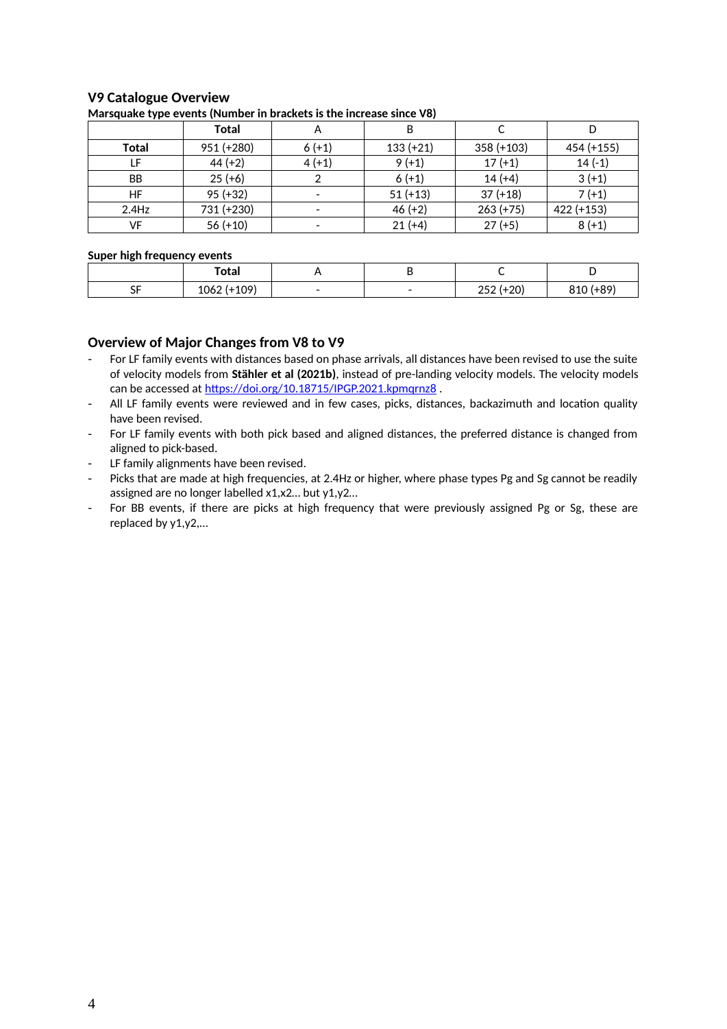## V9 Catalogue Overview

**Marsquake type events (Number in brackets is the increase since V8)**

| | **Total** | A | B | C | D |
|---|---|---|---|---|---|
| **Total** | 951 (+280) | 6 (+1) | 133 (+21) | 358 (+103) | 454 (+155) |
| LF | 44 (+2) | 4 (+1) | 9 (+1) | 17 (+1) | 14 (-1) |
| BB | 25 (+6) | 2 | 6 (+1) | 14 (+4) | 3 (+1) |
| HF | 95 (+32) | - | 51 (+13) | 37 (+18) | 7 (+1) |
| 2.4Hz | 731 (+230) | - | 46 (+2) | 263 (+75) | 422 (+153) |
| VF | 56 (+10) | - | 21 (+4) | 27 (+5) | 8 (+1) |

**Super high frequency events**

| | **Total** | A | B | C | D |
|---|---|---|---|---|---|
| SF | 1062 (+109) | - | - | 252 (+20) | 810 (+89) |

## Overview of Major Changes from V8 to V9

- For LF family events with distances based on phase arrivals, all distances have been revised to use the suite of velocity models from **Stähler et al (2021b)**, instead of pre-landing velocity models. The velocity models can be accessed at https://doi.org/10.18715/IPGP.2021.kpmqrnz8 .
- All LF family events were reviewed and in few cases, picks, distances, backazimuth and location quality have been revised.
- For LF family events with both pick based and aligned distances, the preferred distance is changed from aligned to pick-based.
- LF family alignments have been revised.
- Picks that are made at high frequencies, at 2.4Hz or higher, where phase types Pg and Sg cannot be readily assigned are no longer labelled x1,x2… but y1,y2…
- For BB events, if there are picks at high frequency that were previously assigned Pg or Sg, these are replaced by y1,y2,…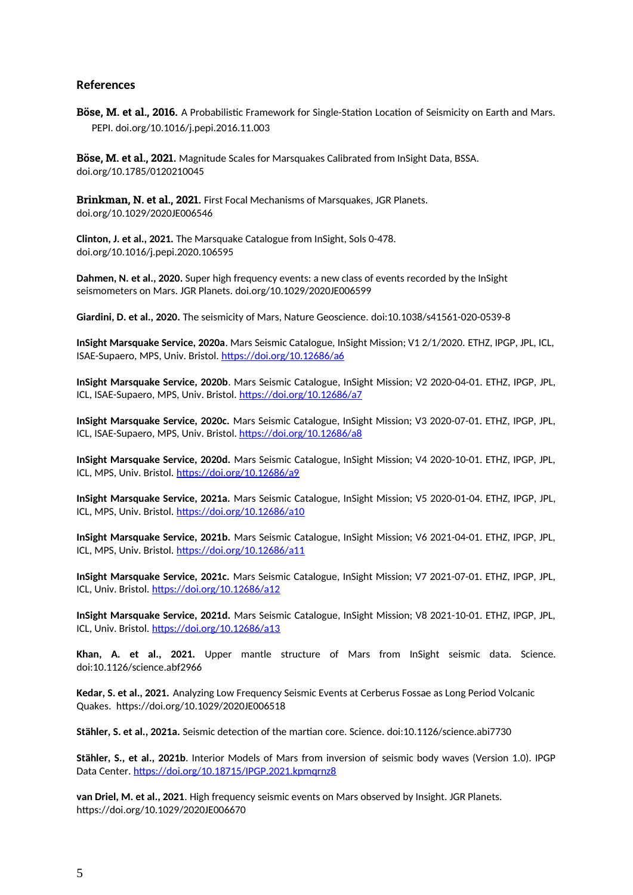## References

**Böse, M. et al., 2016.** A Probabilistic Framework for Single-Station Location of Seismicity on Earth and Mars. PEPI. doi.org/10.1016/j.pepi.2016.11.003

**Böse, M. et al., 2021.** Magnitude Scales for Marsquakes Calibrated from InSight Data, BSSA. doi.org/10.1785/0120210045

**Brinkman, N. et al., 2021.** First Focal Mechanisms of Marsquakes, JGR Planets. doi.org/10.1029/2020JE006546

**Clinton, J. et al., 2021.** The Marsquake Catalogue from InSight, Sols 0-478. doi.org/10.1016/j.pepi.2020.106595

**Dahmen, N. et al., 2020.** Super high frequency events: a new class of events recorded by the InSight seismometers on Mars. JGR Planets. doi.org/10.1029/2020JE006599

**Giardini, D. et al., 2020.** The seismicity of Mars, Nature Geoscience. doi:10.1038/s41561-020-0539-8

**InSight Marsquake Service, 2020a**. Mars Seismic Catalogue, InSight Mission; V1 2/1/2020. ETHZ, IPGP, JPL, ICL, ISAE-Supaero, MPS, Univ. Bristol. https://doi.org/10.12686/a6

**InSight Marsquake Service, 2020b**. Mars Seismic Catalogue, InSight Mission; V2 2020-04-01. ETHZ, IPGP, JPL, ICL, ISAE-Supaero, MPS, Univ. Bristol. https://doi.org/10.12686/a7

**InSight Marsquake Service, 2020c.** Mars Seismic Catalogue, InSight Mission; V3 2020-07-01. ETHZ, IPGP, JPL, ICL, ISAE-Supaero, MPS, Univ. Bristol. https://doi.org/10.12686/a8

**InSight Marsquake Service, 2020d.** Mars Seismic Catalogue, InSight Mission; V4 2020-10-01. ETHZ, IPGP, JPL, ICL, MPS, Univ. Bristol. https://doi.org/10.12686/a9

**InSight Marsquake Service, 2021a.** Mars Seismic Catalogue, InSight Mission; V5 2020-01-04. ETHZ, IPGP, JPL, ICL, MPS, Univ. Bristol. https://doi.org/10.12686/a10

**InSight Marsquake Service, 2021b.** Mars Seismic Catalogue, InSight Mission; V6 2021-04-01. ETHZ, IPGP, JPL, ICL, MPS, Univ. Bristol. https://doi.org/10.12686/a11

**InSight Marsquake Service, 2021c.** Mars Seismic Catalogue, InSight Mission; V7 2021-07-01. ETHZ, IPGP, JPL, ICL, Univ. Bristol. https://doi.org/10.12686/a12

**InSight Marsquake Service, 2021d.** Mars Seismic Catalogue, InSight Mission; V8 2021-10-01. ETHZ, IPGP, JPL, ICL, Univ. Bristol. https://doi.org/10.12686/a13

**Khan, A. et al., 2021.** Upper mantle structure of Mars from InSight seismic data. Science. doi:10.1126/science.abf2966

**Kedar, S. et al., 2021.** Analyzing Low Frequency Seismic Events at Cerberus Fossae as Long Period Volcanic Quakes. https://doi.org/10.1029/2020JE006518

**Stähler, S. et al., 2021a.** Seismic detection of the martian core. Science. doi:10.1126/science.abi7730

**Stähler, S., et al., 2021b**. Interior Models of Mars from inversion of seismic body waves (Version 1.0). IPGP Data Center. https://doi.org/10.18715/IPGP.2021.kpmqrnz8

**van Driel, M. et al., 2021**. High frequency seismic events on Mars observed by Insight. JGR Planets. https://doi.org/10.1029/2020JE006670